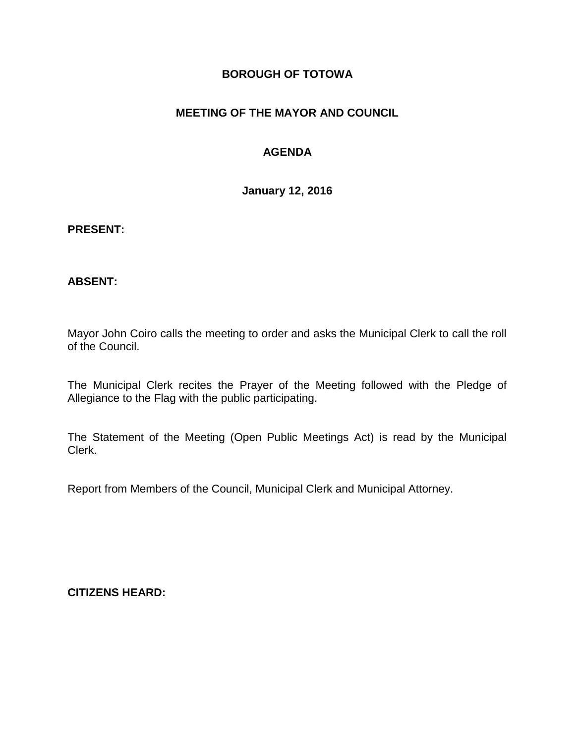**BOROUGH OF TOTOWA**

**MEETING OF THE MAYOR AND COUNCIL**

**AGENDA**

**January 12, 2016**

**PRESENT:**

**ABSENT:**

Mayor John Coiro calls the meeting to order and asks the Municipal Clerk to call the roll of the Council.

The Municipal Clerk recites the Prayer of the Meeting followed with the Pledge of Allegiance to the Flag with the public participating.

The Statement of the Meeting (Open Public Meetings Act) is read by the Municipal Clerk.

Report from Members of the Council, Municipal Clerk and Municipal Attorney.

**CITIZENS HEARD:**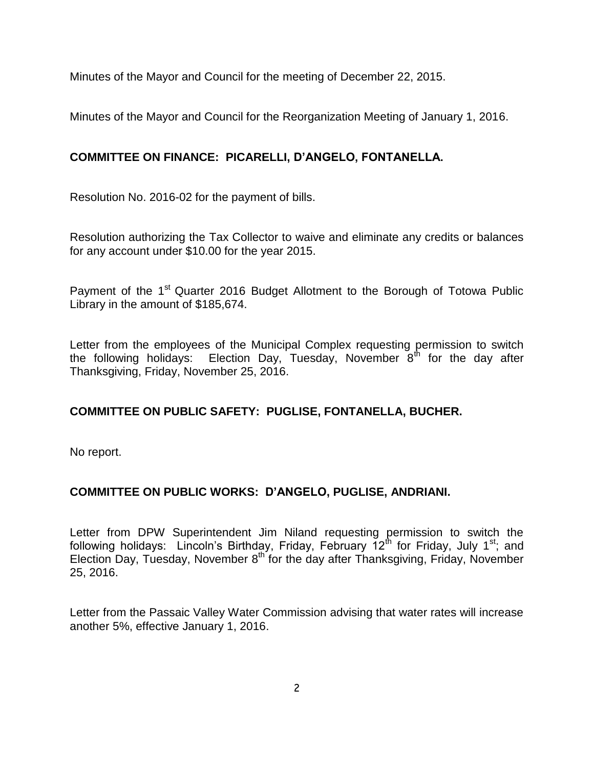Minutes of the Mayor and Council for the meeting of December 22, 2015.

Minutes of the Mayor and Council for the Reorganization Meeting of January 1, 2016.

**COMMITTEE ON FINANCE: PICARELLI, D'ANGELO, FONTANELLA.**

Resolution No. 2016-02 for the payment of bills.

Resolution authorizing the Tax Collector to waive and eliminate any credits or balances for any account under $10.00 for the year 2015.

Payment of the 1st Quarter 2016 Budget Allotment to the Borough of Totowa Public Library in the amount of $185,674.

Letter from the employees of the Municipal Complex requesting permission to switch the following holidays: Election Day, Tuesday, November 8th for the day after Thanksgiving, Friday, November 25, 2016.

**COMMITTEE ON PUBLIC SAFETY: PUGLISE, FONTANELLA, BUCHER.**

No report.

**COMMITTEE ON PUBLIC WORKS: D'ANGELO, PUGLISE, ANDRIANI.**

Letter from DPW Superintendent Jim Niland requesting permission to switch the following holidays: Lincoln's Birthday, Friday, February 12th for Friday, July 1st; and Election Day, Tuesday, November 8th for the day after Thanksgiving, Friday, November 25, 2016.

Letter from the Passaic Valley Water Commission advising that water rates will increase another 5%, effective January 1, 2016.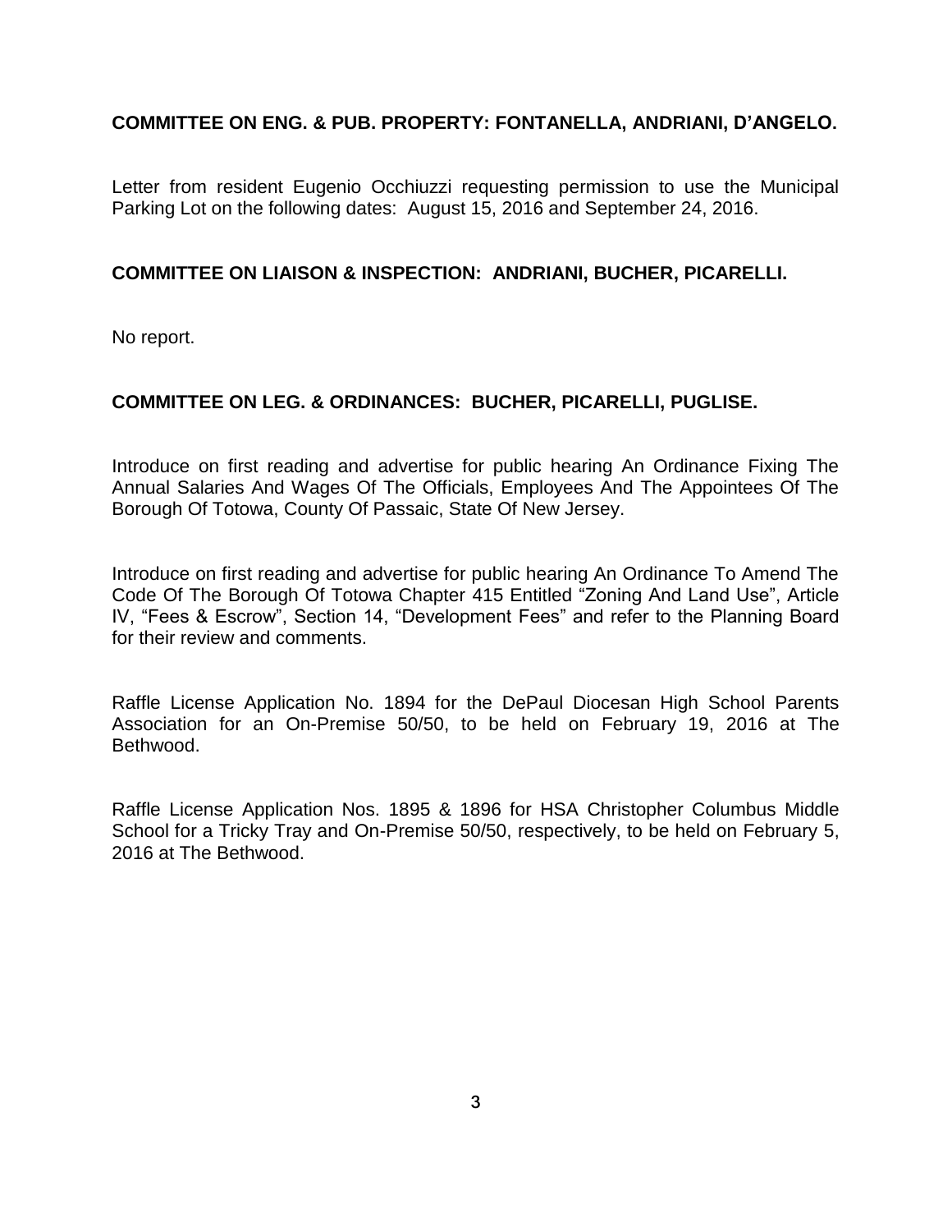**COMMITTEE ON ENG. & PUB. PROPERTY: FONTANELLA, ANDRIANI, D'ANGELO.**

Letter from resident Eugenio Occhiuzzi requesting permission to use the Municipal Parking Lot on the following dates: August 15, 2016 and September 24, 2016.

**COMMITTEE ON LIAISON & INSPECTION: ANDRIANI, BUCHER, PICARELLI.**

No report.

**COMMITTEE ON LEG. & ORDINANCES: BUCHER, PICARELLI, PUGLISE.**

Introduce on first reading and advertise for public hearing An Ordinance Fixing The Annual Salaries And Wages Of The Officials, Employees And The Appointees Of The Borough Of Totowa, County Of Passaic, State Of New Jersey.

Introduce on first reading and advertise for public hearing An Ordinance To Amend The Code Of The Borough Of Totowa Chapter 415 Entitled "Zoning And Land Use", Article IV, "Fees & Escrow", Section 14, "Development Fees" and refer to the Planning Board for their review and comments.

Raffle License Application No. 1894 for the DePaul Diocesan High School Parents Association for an On-Premise 50/50, to be held on February 19, 2016 at The Bethwood.

Raffle License Application Nos. 1895 & 1896 for HSA Christopher Columbus Middle School for a Tricky Tray and On-Premise 50/50, respectively, to be held on February 5, 2016 at The Bethwood.